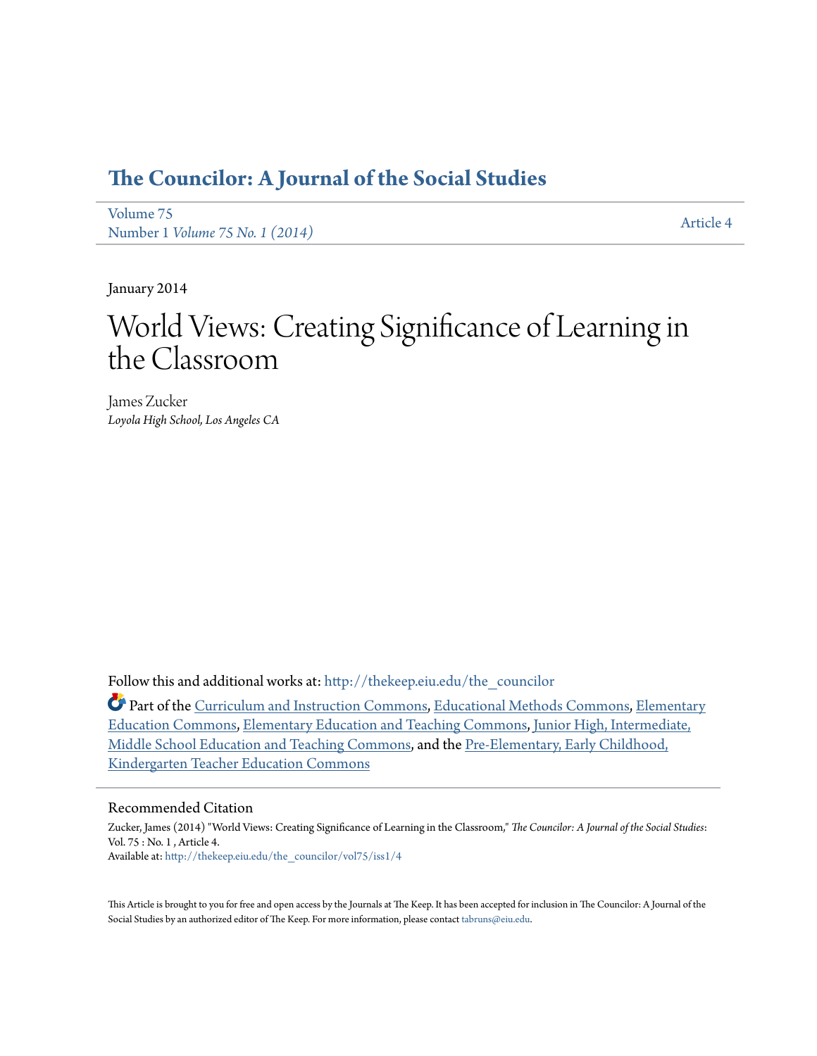# The Councilor: A Journal of the Social Studies

Volume 75
Number 1 *Volume 75 No. 1 (2014)*

Article 4

January 2014

# World Views: Creating Significance of Learning in the Classroom

James Zucker
*Loyola High School, Los Angeles CA*

Follow this and additional works at: http://thekeep.eiu.edu/the_councilor

Part of the Curriculum and Instruction Commons, Educational Methods Commons, Elementary Education Commons, Elementary Education and Teaching Commons, Junior High, Intermediate, Middle School Education and Teaching Commons, and the Pre-Elementary, Early Childhood, Kindergarten Teacher Education Commons

## Recommended Citation

Zucker, James (2014) "World Views: Creating Significance of Learning in the Classroom," *The Councilor: A Journal of the Social Studies*: Vol. 75 : No. 1 , Article 4.
Available at: http://thekeep.eiu.edu/the_councilor/vol75/iss1/4

This Article is brought to you for free and open access by the Journals at The Keep. It has been accepted for inclusion in The Councilor: A Journal of the Social Studies by an authorized editor of The Keep. For more information, please contact tabruns@eiu.edu.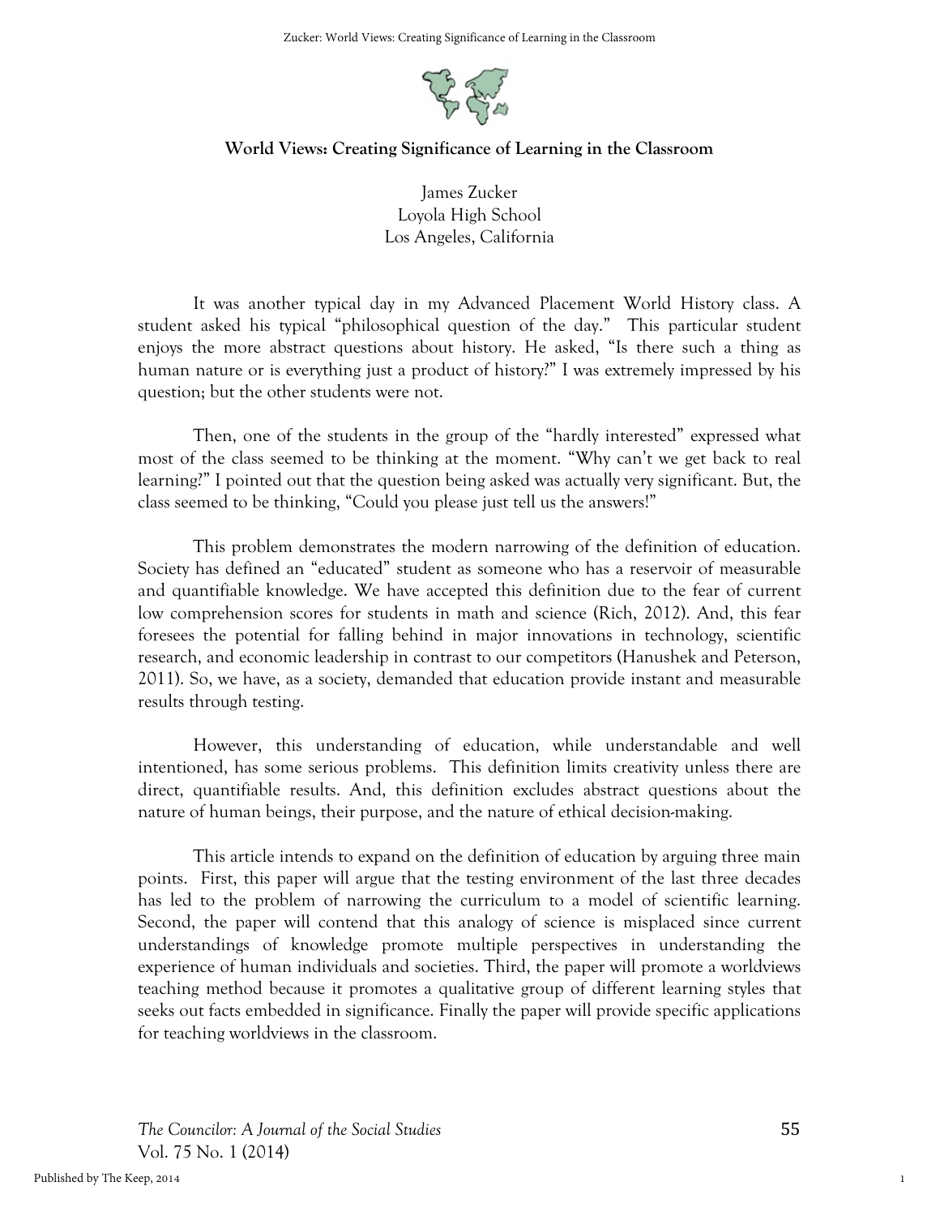## World Views: Creating Significance of Learning in the Classroom

James Zucker
Loyola High School
Los Angeles, California

It was another typical day in my Advanced Placement World History class. A student asked his typical "philosophical question of the day." This particular student enjoys the more abstract questions about history. He asked, "Is there such a thing as human nature or is everything just a product of history?" I was extremely impressed by his question; but the other students were not.

Then, one of the students in the group of the "hardly interested" expressed what most of the class seemed to be thinking at the moment. "Why can't we get back to real learning?" I pointed out that the question being asked was actually very significant. But, the class seemed to be thinking, "Could you please just tell us the answers!"

This problem demonstrates the modern narrowing of the definition of education. Society has defined an "educated" student as someone who has a reservoir of measurable and quantifiable knowledge. We have accepted this definition due to the fear of current low comprehension scores for students in math and science (Rich, 2012). And, this fear foresees the potential for falling behind in major innovations in technology, scientific research, and economic leadership in contrast to our competitors (Hanushek and Peterson, 2011). So, we have, as a society, demanded that education provide instant and measurable results through testing.

However, this understanding of education, while understandable and well intentioned, has some serious problems. This definition limits creativity unless there are direct, quantifiable results. And, this definition excludes abstract questions about the nature of human beings, their purpose, and the nature of ethical decision-making.

This article intends to expand on the definition of education by arguing three main points. First, this paper will argue that the testing environment of the last three decades has led to the problem of narrowing the curriculum to a model of scientific learning. Second, the paper will contend that this analogy of science is misplaced since current understandings of knowledge promote multiple perspectives in understanding the experience of human individuals and societies. Third, the paper will promote a worldviews teaching method because it promotes a qualitative group of different learning styles that seeks out facts embedded in significance. Finally the paper will provide specific applications for teaching worldviews in the classroom.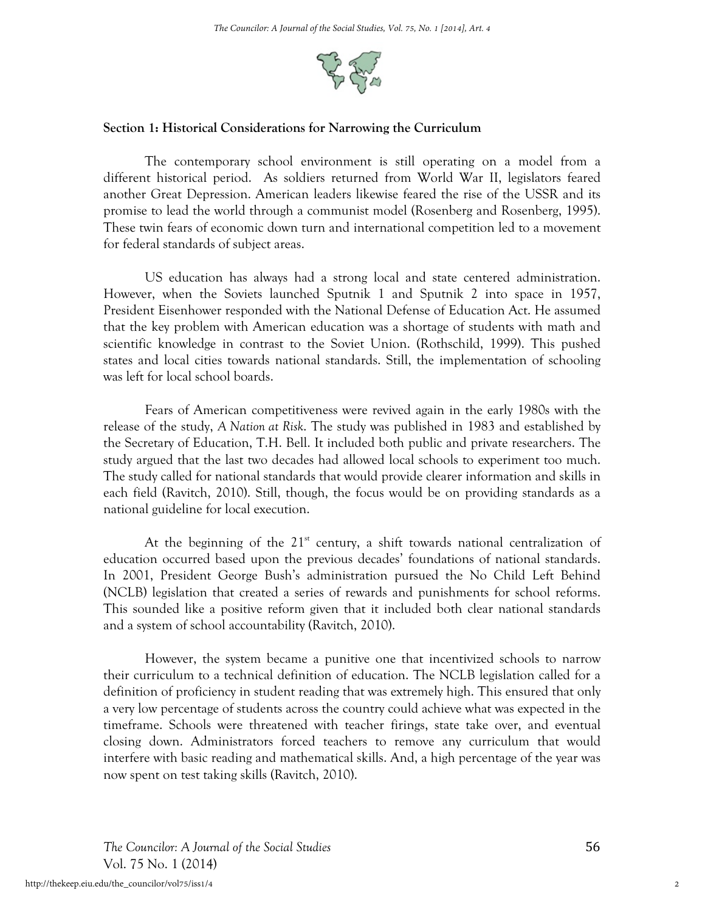**Section 1: Historical Considerations for Narrowing the Curriculum**

The contemporary school environment is still operating on a model from a different historical period. As soldiers returned from World War II, legislators feared another Great Depression. American leaders likewise feared the rise of the USSR and its promise to lead the world through a communist model (Rosenberg and Rosenberg, 1995). These twin fears of economic down turn and international competition led to a movement for federal standards of subject areas.

US education has always had a strong local and state centered administration. However, when the Soviets launched Sputnik 1 and Sputnik 2 into space in 1957, President Eisenhower responded with the National Defense of Education Act. He assumed that the key problem with American education was a shortage of students with math and scientific knowledge in contrast to the Soviet Union. (Rothschild, 1999). This pushed states and local cities towards national standards. Still, the implementation of schooling was left for local school boards.

Fears of American competitiveness were revived again in the early 1980s with the release of the study, *A Nation at Risk*. The study was published in 1983 and established by the Secretary of Education, T.H. Bell. It included both public and private researchers. The study argued that the last two decades had allowed local schools to experiment too much. The study called for national standards that would provide clearer information and skills in each field (Ravitch, 2010). Still, though, the focus would be on providing standards as a national guideline for local execution.

At the beginning of the 21st century, a shift towards national centralization of education occurred based upon the previous decades' foundations of national standards. In 2001, President George Bush's administration pursued the No Child Left Behind (NCLB) legislation that created a series of rewards and punishments for school reforms. This sounded like a positive reform given that it included both clear national standards and a system of school accountability (Ravitch, 2010).

However, the system became a punitive one that incentivized schools to narrow their curriculum to a technical definition of education. The NCLB legislation called for a definition of proficiency in student reading that was extremely high. This ensured that only a very low percentage of students across the country could achieve what was expected in the timeframe. Schools were threatened with teacher firings, state take over, and eventual closing down. Administrators forced teachers to remove any curriculum that would interfere with basic reading and mathematical skills. And, a high percentage of the year was now spent on test taking skills (Ravitch, 2010).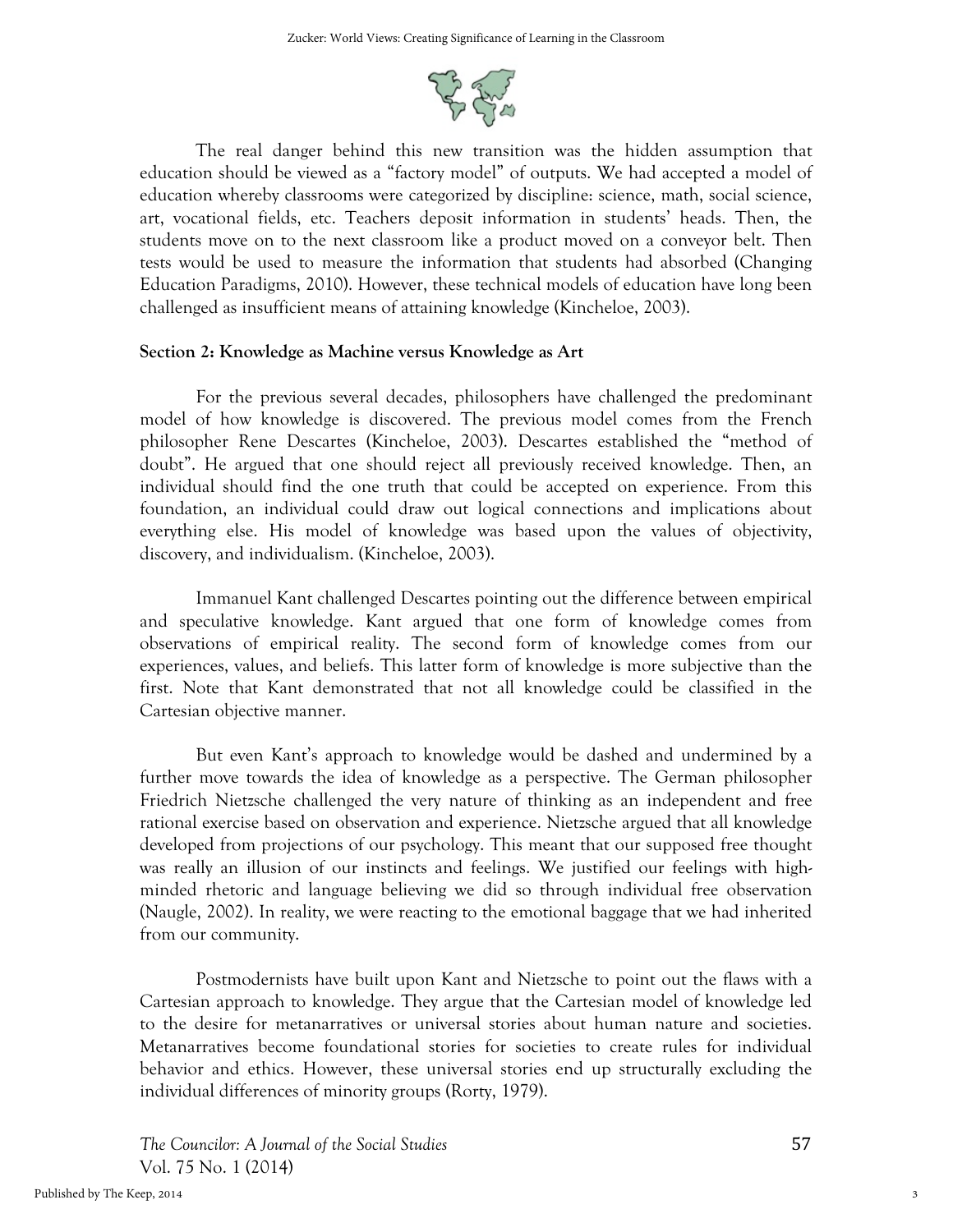The real danger behind this new transition was the hidden assumption that education should be viewed as a "factory model" of outputs. We had accepted a model of education whereby classrooms were categorized by discipline: science, math, social science, art, vocational fields, etc. Teachers deposit information in students' heads. Then, the students move on to the next classroom like a product moved on a conveyor belt. Then tests would be used to measure the information that students had absorbed (Changing Education Paradigms, 2010). However, these technical models of education have long been challenged as insufficient means of attaining knowledge (Kincheloe, 2003).

**Section 2: Knowledge as Machine versus Knowledge as Art**

For the previous several decades, philosophers have challenged the predominant model of how knowledge is discovered. The previous model comes from the French philosopher Rene Descartes (Kincheloe, 2003). Descartes established the "method of doubt". He argued that one should reject all previously received knowledge. Then, an individual should find the one truth that could be accepted on experience. From this foundation, an individual could draw out logical connections and implications about everything else. His model of knowledge was based upon the values of objectivity, discovery, and individualism. (Kincheloe, 2003).

Immanuel Kant challenged Descartes pointing out the difference between empirical and speculative knowledge. Kant argued that one form of knowledge comes from observations of empirical reality. The second form of knowledge comes from our experiences, values, and beliefs. This latter form of knowledge is more subjective than the first. Note that Kant demonstrated that not all knowledge could be classified in the Cartesian objective manner.

But even Kant's approach to knowledge would be dashed and undermined by a further move towards the idea of knowledge as a perspective. The German philosopher Friedrich Nietzsche challenged the very nature of thinking as an independent and free rational exercise based on observation and experience. Nietzsche argued that all knowledge developed from projections of our psychology. This meant that our supposed free thought was really an illusion of our instincts and feelings. We justified our feelings with high-minded rhetoric and language believing we did so through individual free observation (Naugle, 2002). In reality, we were reacting to the emotional baggage that we had inherited from our community.

Postmodernists have built upon Kant and Nietzsche to point out the flaws with a Cartesian approach to knowledge. They argue that the Cartesian model of knowledge led to the desire for metanarratives or universal stories about human nature and societies. Metanarratives become foundational stories for societies to create rules for individual behavior and ethics. However, these universal stories end up structurally excluding the individual differences of minority groups (Rorty, 1979).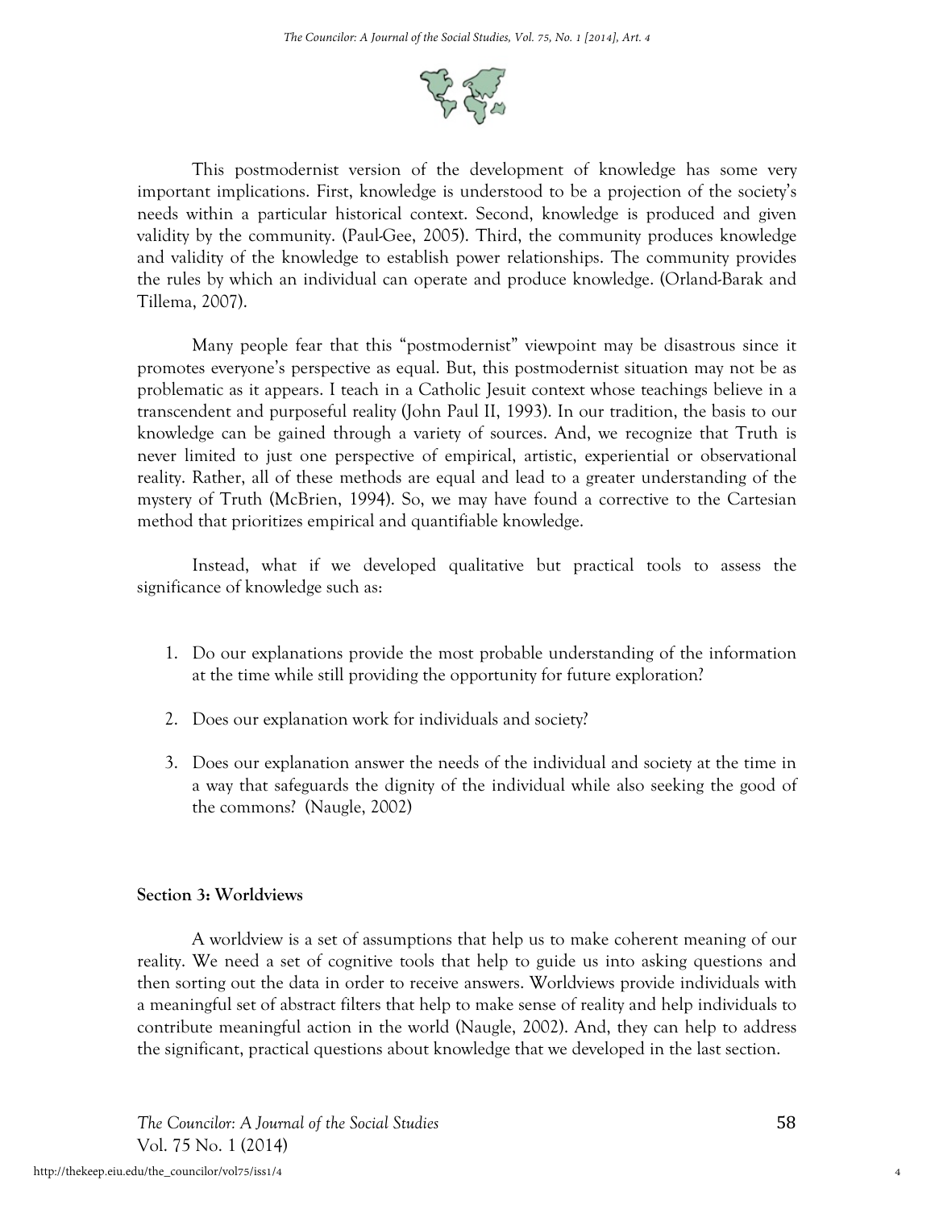This postmodernist version of the development of knowledge has some very important implications. First, knowledge is understood to be a projection of the society's needs within a particular historical context. Second, knowledge is produced and given validity by the community. (Paul-Gee, 2005). Third, the community produces knowledge and validity of the knowledge to establish power relationships. The community provides the rules by which an individual can operate and produce knowledge. (Orland-Barak and Tillema, 2007).

Many people fear that this "postmodernist" viewpoint may be disastrous since it promotes everyone's perspective as equal. But, this postmodernist situation may not be as problematic as it appears. I teach in a Catholic Jesuit context whose teachings believe in a transcendent and purposeful reality (John Paul II, 1993). In our tradition, the basis to our knowledge can be gained through a variety of sources. And, we recognize that Truth is never limited to just one perspective of empirical, artistic, experiential or observational reality. Rather, all of these methods are equal and lead to a greater understanding of the mystery of Truth (McBrien, 1994). So, we may have found a corrective to the Cartesian method that prioritizes empirical and quantifiable knowledge.

Instead, what if we developed qualitative but practical tools to assess the significance of knowledge such as:

1. Do our explanations provide the most probable understanding of the information at the time while still providing the opportunity for future exploration?
2. Does our explanation work for individuals and society?
3. Does our explanation answer the needs of the individual and society at the time in a way that safeguards the dignity of the individual while also seeking the good of the commons? (Naugle, 2002)

**Section 3: Worldviews**

A worldview is a set of assumptions that help us to make coherent meaning of our reality. We need a set of cognitive tools that help to guide us into asking questions and then sorting out the data in order to receive answers. Worldviews provide individuals with a meaningful set of abstract filters that help to make sense of reality and help individuals to contribute meaningful action in the world (Naugle, 2002). And, they can help to address the significant, practical questions about knowledge that we developed in the last section.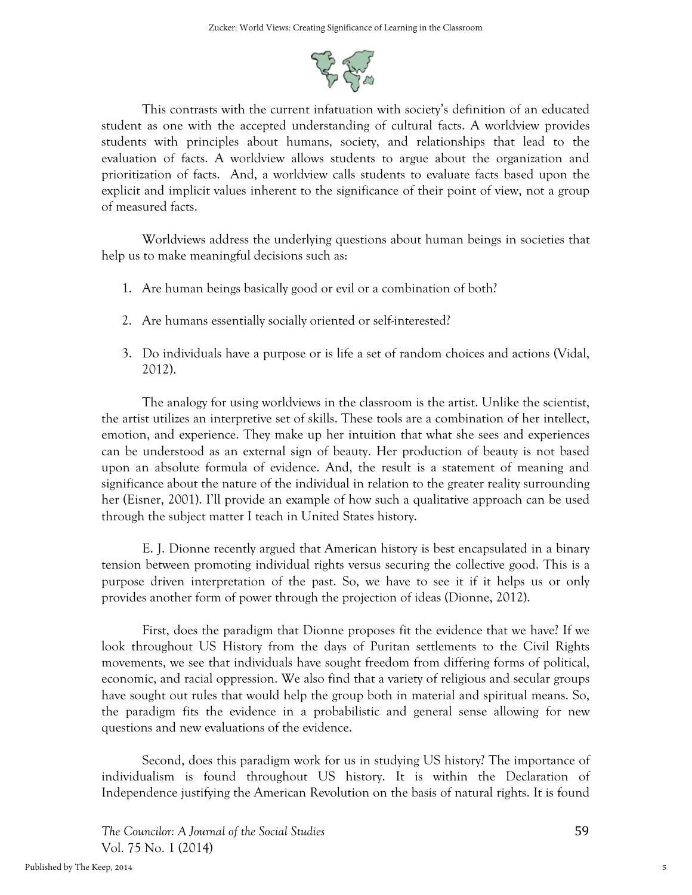This contrasts with the current infatuation with society's definition of an educated student as one with the accepted understanding of cultural facts. A worldview provides students with principles about humans, society, and relationships that lead to the evaluation of facts. A worldview allows students to argue about the organization and prioritization of facts. And, a worldview calls students to evaluate facts based upon the explicit and implicit values inherent to the significance of their point of view, not a group of measured facts.

Worldviews address the underlying questions about human beings in societies that help us to make meaningful decisions such as:

1. Are human beings basically good or evil or a combination of both?
2. Are humans essentially socially oriented or self-interested?
3. Do individuals have a purpose or is life a set of random choices and actions (Vidal, 2012).

The analogy for using worldviews in the classroom is the artist. Unlike the scientist, the artist utilizes an interpretive set of skills. These tools are a combination of her intellect, emotion, and experience. They make up her intuition that what she sees and experiences can be understood as an external sign of beauty. Her production of beauty is not based upon an absolute formula of evidence. And, the result is a statement of meaning and significance about the nature of the individual in relation to the greater reality surrounding her (Eisner, 2001). I'll provide an example of how such a qualitative approach can be used through the subject matter I teach in United States history.

E. J. Dionne recently argued that American history is best encapsulated in a binary tension between promoting individual rights versus securing the collective good. This is a purpose driven interpretation of the past. So, we have to see it if it helps us or only provides another form of power through the projection of ideas (Dionne, 2012).

First, does the paradigm that Dionne proposes fit the evidence that we have? If we look throughout US History from the days of Puritan settlements to the Civil Rights movements, we see that individuals have sought freedom from differing forms of political, economic, and racial oppression. We also find that a variety of religious and secular groups have sought out rules that would help the group both in material and spiritual means. So, the paradigm fits the evidence in a probabilistic and general sense allowing for new questions and new evaluations of the evidence.

Second, does this paradigm work for us in studying US history? The importance of individualism is found throughout US history. It is within the Declaration of Independence justifying the American Revolution on the basis of natural rights. It is found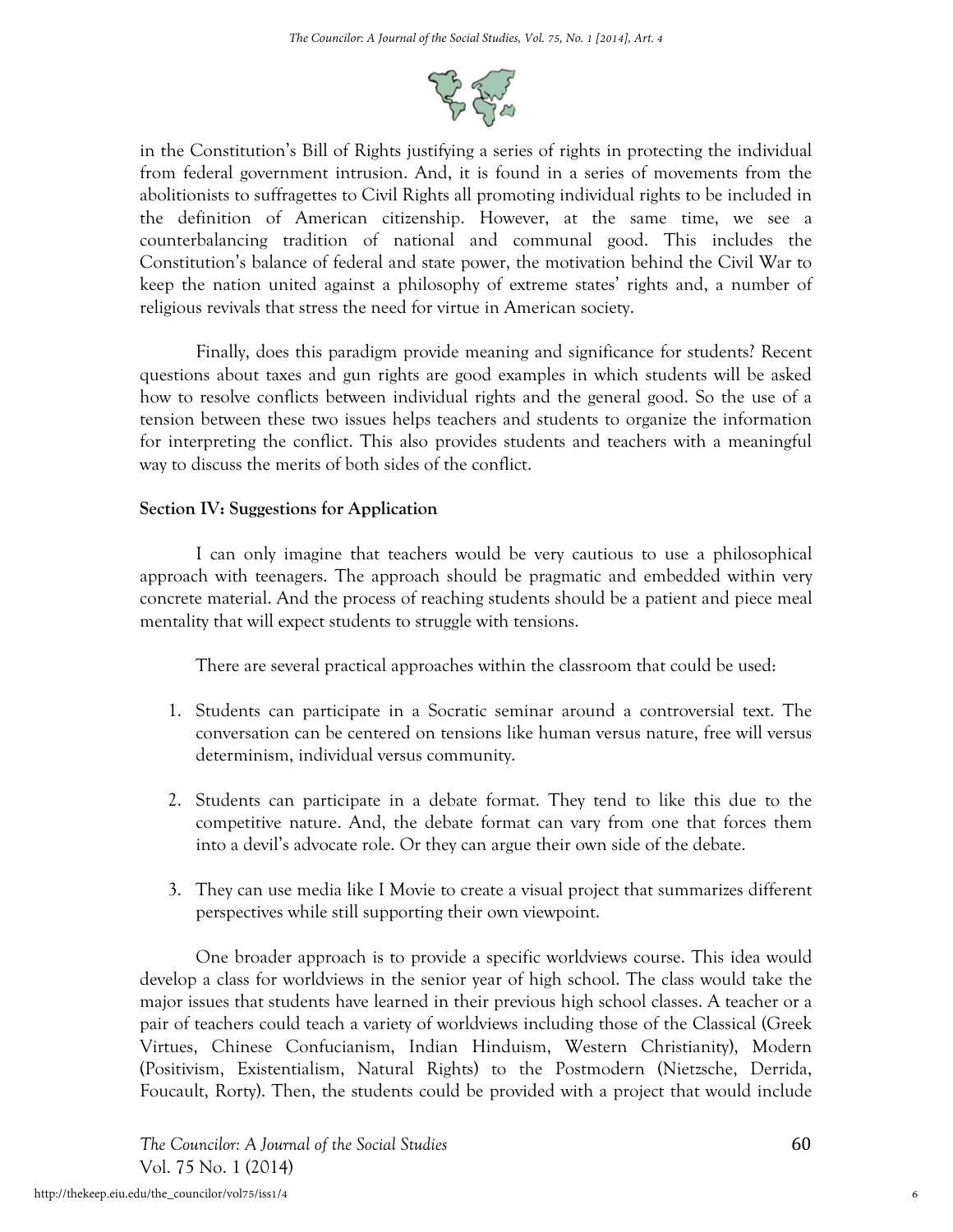in the Constitution's Bill of Rights justifying a series of rights in protecting the individual from federal government intrusion. And, it is found in a series of movements from the abolitionists to suffragettes to Civil Rights all promoting individual rights to be included in the definition of American citizenship. However, at the same time, we see a counterbalancing tradition of national and communal good. This includes the Constitution's balance of federal and state power, the motivation behind the Civil War to keep the nation united against a philosophy of extreme states' rights and, a number of religious revivals that stress the need for virtue in American society.

Finally, does this paradigm provide meaning and significance for students? Recent questions about taxes and gun rights are good examples in which students will be asked how to resolve conflicts between individual rights and the general good. So the use of a tension between these two issues helps teachers and students to organize the information for interpreting the conflict. This also provides students and teachers with a meaningful way to discuss the merits of both sides of the conflict.

**Section IV: Suggestions for Application**

I can only imagine that teachers would be very cautious to use a philosophical approach with teenagers. The approach should be pragmatic and embedded within very concrete material. And the process of reaching students should be a patient and piece meal mentality that will expect students to struggle with tensions.

There are several practical approaches within the classroom that could be used:

1. Students can participate in a Socratic seminar around a controversial text. The conversation can be centered on tensions like human versus nature, free will versus determinism, individual versus community.

2. Students can participate in a debate format. They tend to like this due to the competitive nature. And, the debate format can vary from one that forces them into a devil's advocate role. Or they can argue their own side of the debate.

3. They can use media like I Movie to create a visual project that summarizes different perspectives while still supporting their own viewpoint.

One broader approach is to provide a specific worldviews course. This idea would develop a class for worldviews in the senior year of high school. The class would take the major issues that students have learned in their previous high school classes. A teacher or a pair of teachers could teach a variety of worldviews including those of the Classical (Greek Virtues, Chinese Confucianism, Indian Hinduism, Western Christianity), Modern (Positivism, Existentialism, Natural Rights) to the Postmodern (Nietzsche, Derrida, Foucault, Rorty). Then, the students could be provided with a project that would include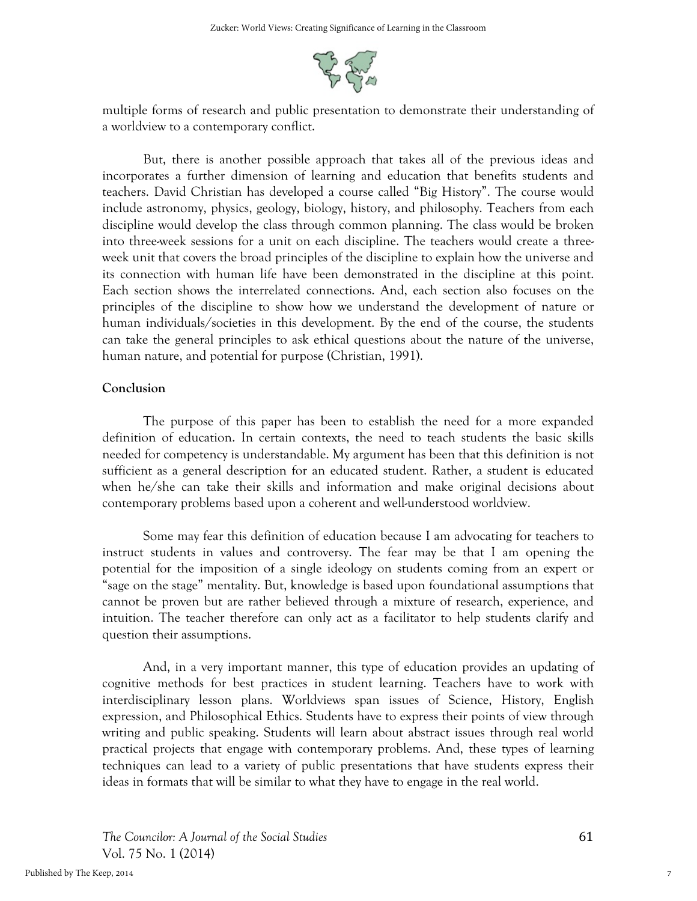multiple forms of research and public presentation to demonstrate their understanding of a worldview to a contemporary conflict.

But, there is another possible approach that takes all of the previous ideas and incorporates a further dimension of learning and education that benefits students and teachers. David Christian has developed a course called "Big History". The course would include astronomy, physics, geology, biology, history, and philosophy. Teachers from each discipline would develop the class through common planning. The class would be broken into three-week sessions for a unit on each discipline. The teachers would create a three-week unit that covers the broad principles of the discipline to explain how the universe and its connection with human life have been demonstrated in the discipline at this point. Each section shows the interrelated connections. And, each section also focuses on the principles of the discipline to show how we understand the development of nature or human individuals/societies in this development. By the end of the course, the students can take the general principles to ask ethical questions about the nature of the universe, human nature, and potential for purpose (Christian, 1991).

## Conclusion

The purpose of this paper has been to establish the need for a more expanded definition of education. In certain contexts, the need to teach students the basic skills needed for competency is understandable. My argument has been that this definition is not sufficient as a general description for an educated student. Rather, a student is educated when he/she can take their skills and information and make original decisions about contemporary problems based upon a coherent and well-understood worldview.

Some may fear this definition of education because I am advocating for teachers to instruct students in values and controversy. The fear may be that I am opening the potential for the imposition of a single ideology on students coming from an expert or "sage on the stage" mentality. But, knowledge is based upon foundational assumptions that cannot be proven but are rather believed through a mixture of research, experience, and intuition. The teacher therefore can only act as a facilitator to help students clarify and question their assumptions.

And, in a very important manner, this type of education provides an updating of cognitive methods for best practices in student learning. Teachers have to work with interdisciplinary lesson plans. Worldviews span issues of Science, History, English expression, and Philosophical Ethics. Students have to express their points of view through writing and public speaking. Students will learn about abstract issues through real world practical projects that engage with contemporary problems. And, these types of learning techniques can lead to a variety of public presentations that have students express their ideas in formats that will be similar to what they have to engage in the real world.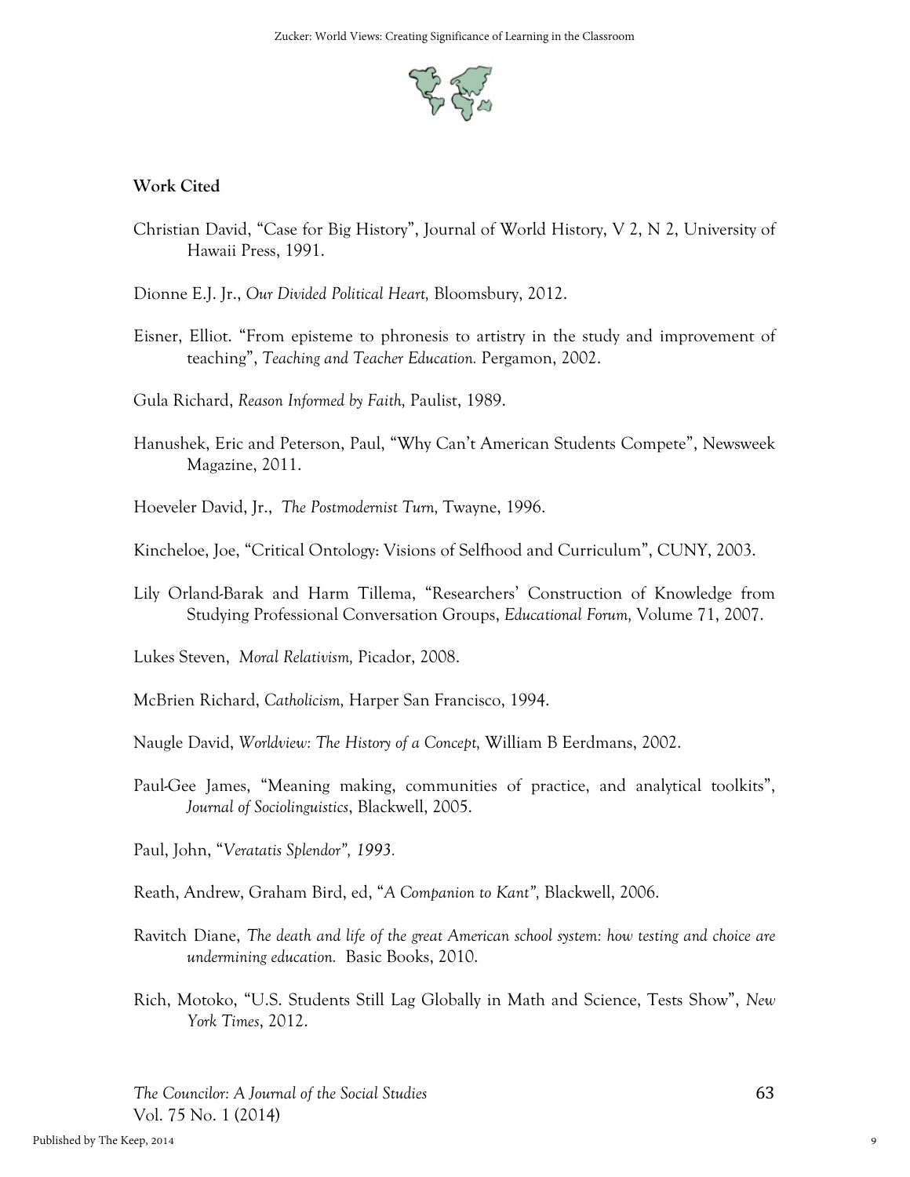**Work Cited**

Christian David, “Case for Big History”, Journal of World History, V 2, N 2, University of Hawaii Press, 1991.

Dionne E.J. Jr., *Our Divided Political Heart,* Bloomsbury, 2012.

Eisner, Elliot. “From episteme to phronesis to artistry in the study and improvement of teaching”, *Teaching and Teacher Education.* Pergamon, 2002.

Gula Richard, *Reason Informed by Faith,* Paulist, 1989.

Hanushek, Eric and Peterson, Paul, “Why Can’t American Students Compete”, Newsweek Magazine, 2011.

Hoeveler David, Jr., *The Postmodernist Turn,* Twayne, 1996.

Kincheloe, Joe, “Critical Ontology: Visions of Selfhood and Curriculum”, CUNY, 2003.

Lily Orland-Barak and Harm Tillema, “Researchers’ Construction of Knowledge from Studying Professional Conversation Groups, *Educational Forum,* Volume 71, 2007.

Lukes Steven, *Moral Relativism,* Picador, 2008.

McBrien Richard, *Catholicism,* Harper San Francisco, 1994.

Naugle David, *Worldview: The History of a Concept,* William B Eerdmans, 2002.

Paul-Gee James, “Meaning making, communities of practice, and analytical toolkits”, *Journal of Sociolinguistics*, Blackwell, 2005.

Paul, John, “*Veratatis Splendor”, 1993.*

Reath, Andrew, Graham Bird, ed, “*A Companion to Kant”,* Blackwell, 2006.

Ravitch Diane, *The death and life of the great American school system: how testing and choice are undermining education.* Basic Books, 2010.

Rich, Motoko, “U.S. Students Still Lag Globally in Math and Science, Tests Show”, *New York Times*, 2012.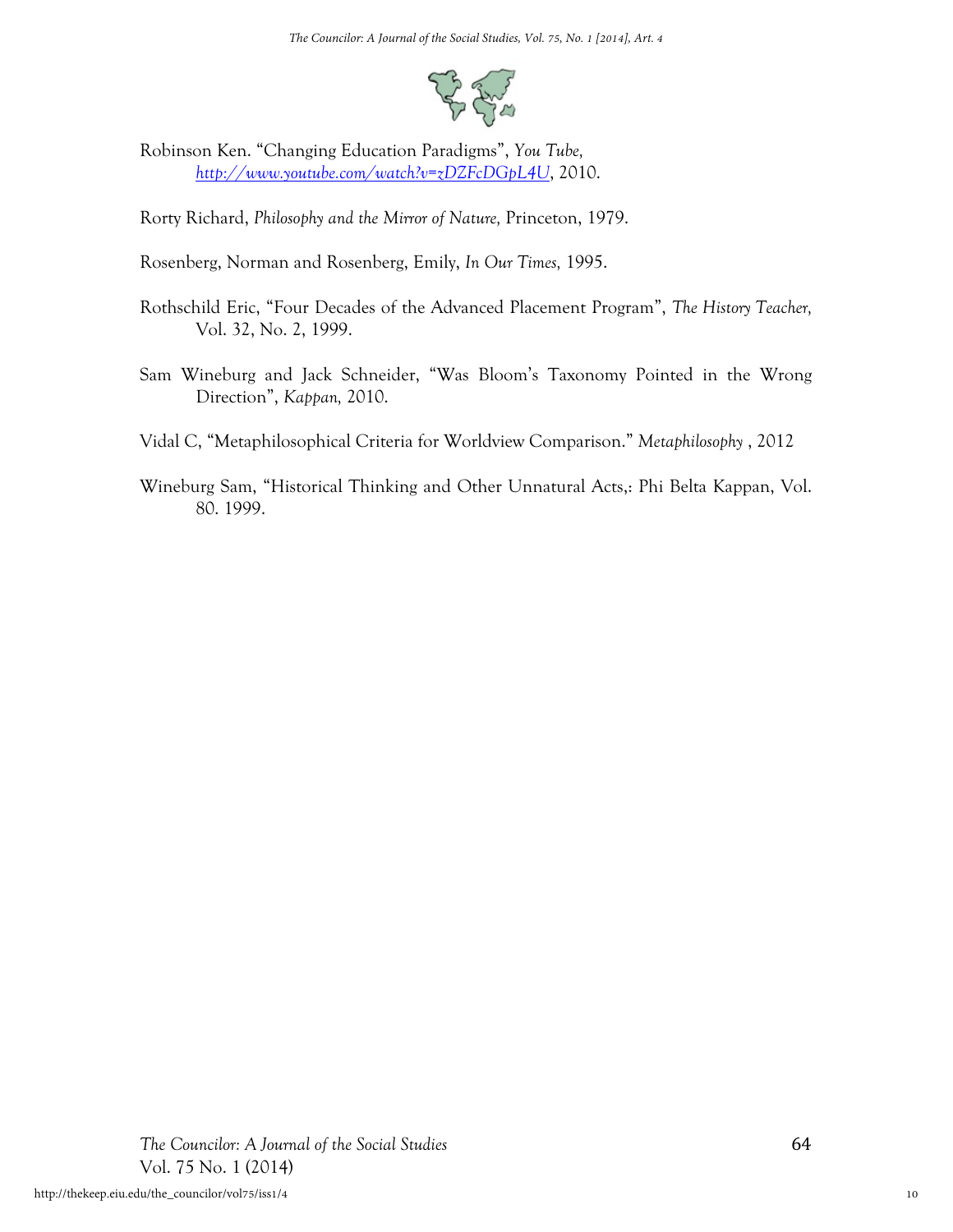Robinson Ken. "Changing Education Paradigms", *You Tube*, http://www.youtube.com/watch?v=zDZFcDGpL4U, 2010.

Rorty Richard, *Philosophy and the Mirror of Nature*, Princeton, 1979.

Rosenberg, Norman and Rosenberg, Emily, *In Our Times*, 1995.

Rothschild Eric, "Four Decades of the Advanced Placement Program", *The History Teacher*, Vol. 32, No. 2, 1999.

Sam Wineburg and Jack Schneider, "Was Bloom's Taxonomy Pointed in the Wrong Direction", *Kappan*, 2010.

Vidal C, "Metaphilosophical Criteria for Worldview Comparison." *Metaphilosophy* , 2012

Wineburg Sam, "Historical Thinking and Other Unnatural Acts,: Phi Belta Kappan, Vol. 80. 1999.